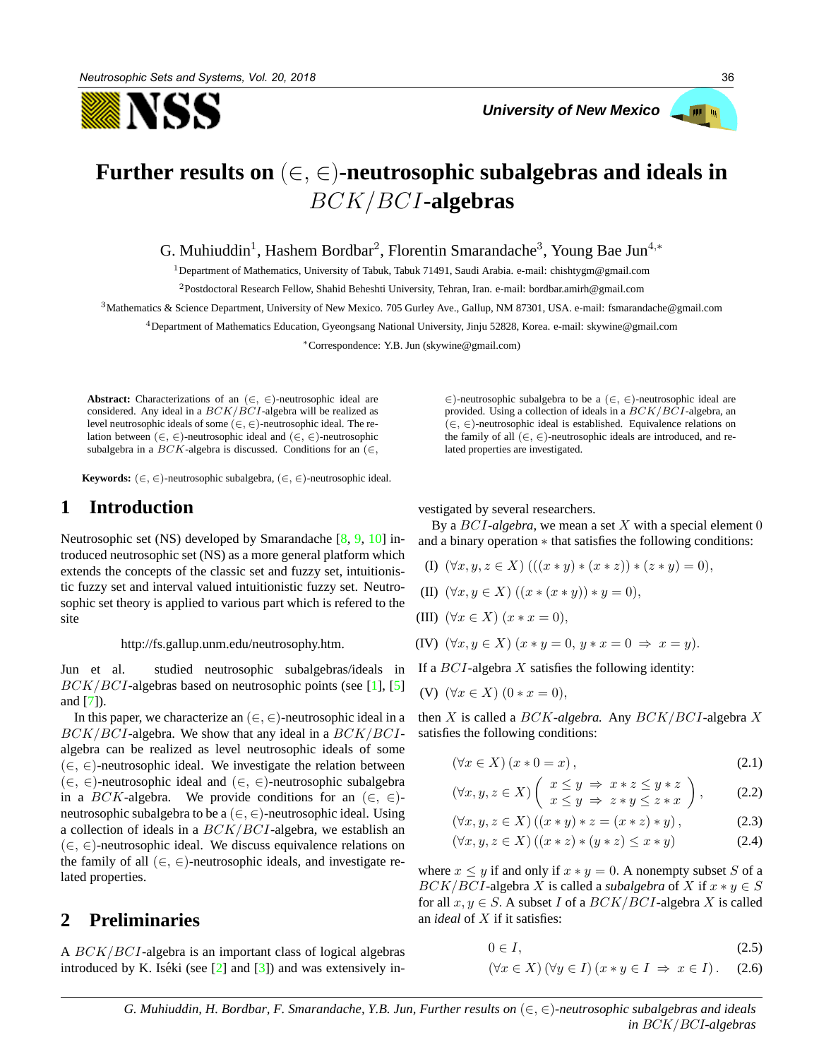# Further results on $(\in, \in)$-neutrosophic subalgebras and ideals in $BCK/BCI$-algebras

G. Muhiuddin[1], Hashem Bordbar[2], Florentin Smarandache[3], Young Bae Jun[4,*]

[1]Department of Mathematics, University of Tabuk, Tabuk 71491, Saudi Arabia. e-mail: chishtygm@gmail.com

[2]Postdoctoral Research Fellow, Shahid Beheshti University, Tehran, Iran. e-mail: bordbar.amirh@gmail.com

[3]Mathematics & Science Department, University of New Mexico. 705 Gurley Ave., Gallup, NM 87301, USA. e-mail: fsmarandache@gmail.com

[4]Department of Mathematics Education, Gyeongsang National University, Jinju 52828, Korea. e-mail: skywine@gmail.com

*Correspondence: Y.B. Jun (skywine@gmail.com)

**Abstract:** Characterizations of an $(\in, \in)$-neutrosophic ideal are considered. Any ideal in a $BCK/BCI$-algebra will be realized as level neutrosophic ideals of some $(\in, \in)$-neutrosophic ideal. The relation between $(\in, \in)$-neutrosophic ideal and $(\in, \in)$-neutrosophic subalgebra in a $BCK$-algebra is discussed. Conditions for an $(\in, \in)$-neutrosophic subalgebra to be a $(\in, \in)$-neutrosophic ideal are provided. Using a collection of ideals in a $BCK/BCI$-algebra, an $(\in, \in)$-neutrosophic ideal is established. Equivalence relations on the family of all $(\in, \in)$-neutrosophic ideals are introduced, and related properties are investigated.

**Keywords:** $(\in, \in)$-neutrosophic subalgebra, $(\in, \in)$-neutrosophic ideal.

## 1 Introduction

Neutrosophic set (NS) developed by Smarandache [8, 9, 10] introduced neutrosophic set (NS) as a more general platform which extends the concepts of the classic set and fuzzy set, intuitionistic fuzzy set and interval valued intuitionistic fuzzy set. Neutrosophic set theory is applied to various part which is refered to the site

http://fs.gallup.unm.edu/neutrosophy.htm.

Jun et al. studied neutrosophic subalgebras/ideals in $BCK/BCI$-algebras based on neutrosophic points (see [1], [5] and [7]).

In this paper, we characterize an $(\in, \in)$-neutrosophic ideal in a $BCK/BCI$-algebra. We show that any ideal in a $BCK/BCI$-algebra can be realized as level neutrosophic ideals of some $(\in, \in)$-neutrosophic ideal. We investigate the relation between $(\in, \in)$-neutrosophic ideal and $(\in, \in)$-neutrosophic subalgebra in a $BCK$-algebra. We provide conditions for an $(\in, \in)$-neutrosophic subalgebra to be a $(\in, \in)$-neutrosophic ideal. Using a collection of ideals in a $BCK/BCI$-algebra, we establish an $(\in, \in)$-neutrosophic ideal. We discuss equivalence relations on the family of all $(\in, \in)$-neutrosophic ideals, and investigate related properties.

## 2 Preliminaries

A $BCK/BCI$-algebra is an important class of logical algebras introduced by K. Iséki (see [2] and [3]) and was extensively investigated by several researchers.

By a $BCI$-*algebra*, we mean a set $X$ with a special element $0$ and a binary operation $*$ that satisfies the following conditions:

(I) $(\forall x, y, z \in X)\ (((x * y) * (x * z)) * (z * y) = 0)$,

(II) $(\forall x, y \in X)\ ((x * (x * y)) * y = 0)$,

(III) $(\forall x \in X)\ (x * x = 0)$,

(IV) $(\forall x, y \in X)\ (x * y = 0,\ y * x = 0\ \Rightarrow\ x = y)$.

If a $BCI$-algebra $X$ satisfies the following identity:

(V) $(\forall x \in X)\ (0 * x = 0)$,

then $X$ is called a $BCK$-*algebra*. Any $BCK/BCI$-algebra $X$ satisfies the following conditions:

$$(\forall x \in X)\,(x * 0 = x)\,, \tag{2.1}$$

$$(\forall x, y, z \in X)\left(\begin{array}{c} x \leq y\ \Rightarrow\ x * z \leq y * z \\ x \leq y\ \Rightarrow\ z * y \leq z * x \end{array}\right), \tag{2.2}$$

$$(\forall x, y, z \in X)\,((x * y) * z = (x * z) * y)\,, \tag{2.3}$$

$$(\forall x, y, z \in X)\,((x * z) * (y * z) \leq x * y) \tag{2.4}$$

where $x \leq y$ if and only if $x * y = 0$. A nonempty subset $S$ of a $BCK/BCI$-algebra $X$ is called a *subalgebra* of $X$ if $x * y \in S$ for all $x, y \in S$. A subset $I$ of a $BCK/BCI$-algebra $X$ is called an *ideal* of $X$ if it satisfies:

$$0 \in I, \tag{2.5}$$

$$(\forall x \in X)\,(\forall y \in I)\,(x * y \in I\ \Rightarrow\ x \in I)\,. \tag{2.6}$$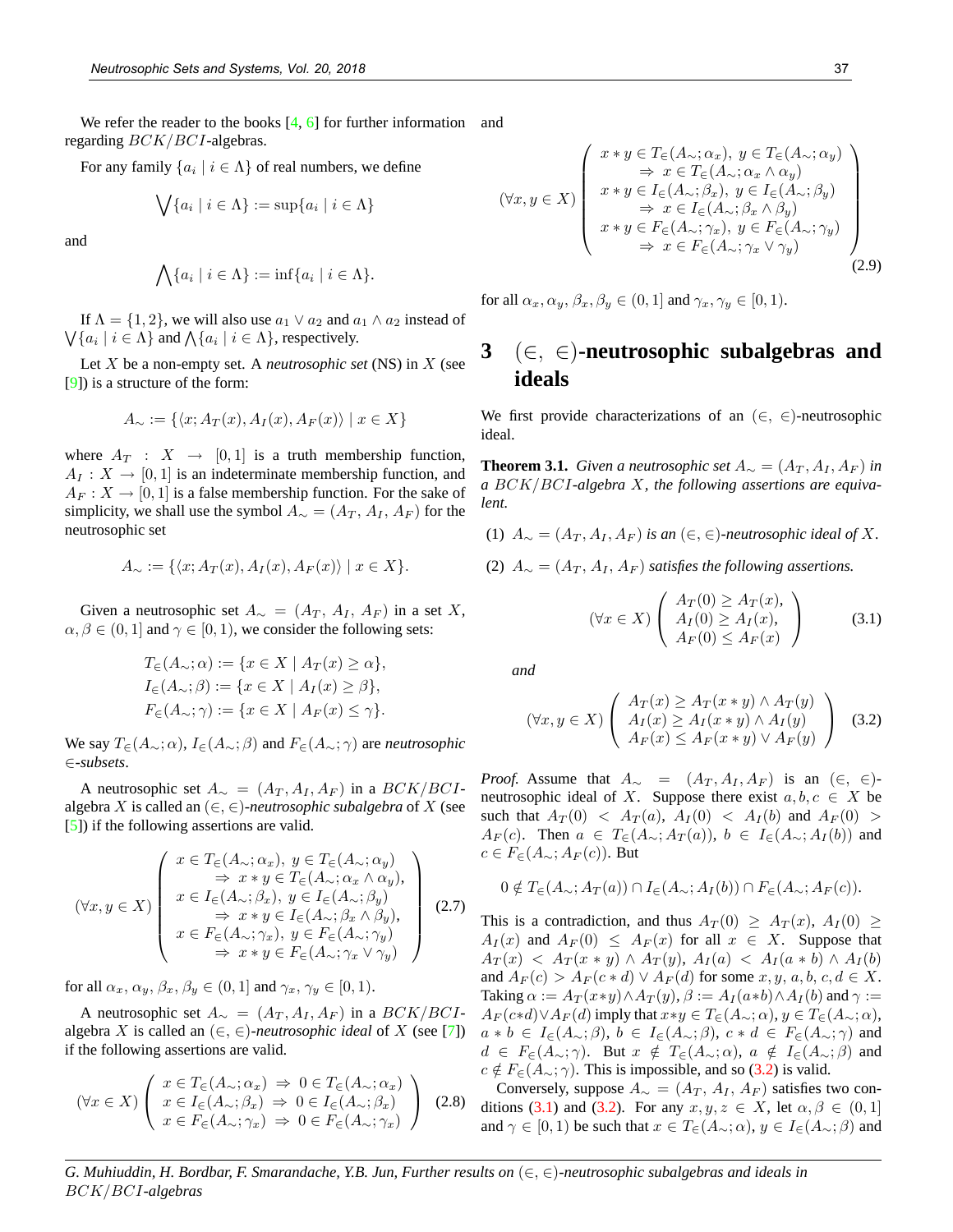We refer the reader to the books [4, 6] for further information regarding $BCK/BCI$-algebras.

For any family $\{a_i \mid i \in \Lambda\}$ of real numbers, we define

$$\bigvee\{a_i \mid i \in \Lambda\} := \sup\{a_i \mid i \in \Lambda\}$$

and

$$\bigwedge\{a_i \mid i \in \Lambda\} := \inf\{a_i \mid i \in \Lambda\}.$$

If $\Lambda = \{1, 2\}$, we will also use $a_1 \vee a_2$ and $a_1 \wedge a_2$ instead of $\bigvee\{a_i \mid i \in \Lambda\}$ and $\bigwedge\{a_i \mid i \in \Lambda\}$, respectively.

Let $X$ be a non-empty set. A *neutrosophic set* (NS) in $X$ (see [9]) is a structure of the form:

$$A_\sim := \{\langle x; A_T(x), A_I(x), A_F(x)\rangle \mid x \in X\}$$

where $A_T : X \to [0, 1]$ is a truth membership function, $A_I : X \to [0, 1]$ is an indeterminate membership function, and $A_F : X \to [0, 1]$ is a false membership function. For the sake of simplicity, we shall use the symbol $A_\sim = (A_T, A_I, A_F)$ for the neutrosophic set

$$A_\sim := \{\langle x; A_T(x), A_I(x), A_F(x)\rangle \mid x \in X\}.$$

Given a neutrosophic set $A_\sim = (A_T, A_I, A_F)$ in a set $X$, $\alpha, \beta \in (0, 1]$ and $\gamma \in [0, 1)$, we consider the following sets:

$$\begin{aligned}
T_\in(A_\sim; \alpha) &:= \{x \in X \mid A_T(x) \geq \alpha\},\\
I_\in(A_\sim; \beta) &:= \{x \in X \mid A_I(x) \geq \beta\},\\
F_\in(A_\sim; \gamma) &:= \{x \in X \mid A_F(x) \leq \gamma\}.
\end{aligned}$$

We say $T_\in(A_\sim; \alpha)$, $I_\in(A_\sim; \beta)$ and $F_\in(A_\sim; \gamma)$ are *neutrosophic $\in$-subsets*.

A neutrosophic set $A_\sim = (A_T, A_I, A_F)$ in a $BCK/BCI$-algebra $X$ is called an *$(\in, \in)$-neutrosophic subalgebra* of $X$ (see [5]) if the following assertions are valid.

$$(\forall x, y \in X)\left(\begin{array}{c}
x \in T_\in(A_\sim; \alpha_x),\ y \in T_\in(A_\sim; \alpha_y)\\
\Rightarrow\ x * y \in T_\in(A_\sim; \alpha_x \wedge \alpha_y),\\
x \in I_\in(A_\sim; \beta_x),\ y \in I_\in(A_\sim; \beta_y)\\
\Rightarrow\ x * y \in I_\in(A_\sim; \beta_x \wedge \beta_y),\\
x \in F_\in(A_\sim; \gamma_x),\ y \in F_\in(A_\sim; \gamma_y)\\
\Rightarrow\ x * y \in F_\in(A_\sim; \gamma_x \vee \gamma_y)
\end{array}\right) \quad (2.7)$$

for all $\alpha_x, \alpha_y, \beta_x, \beta_y \in (0, 1]$ and $\gamma_x, \gamma_y \in [0, 1)$.

A neutrosophic set $A_\sim = (A_T, A_I, A_F)$ in a $BCK/BCI$-algebra $X$ is called an *$(\in, \in)$-neutrosophic ideal* of $X$ (see [7]) if the following assertions are valid.

$$(\forall x \in X)\left(\begin{array}{c}
x \in T_\in(A_\sim; \alpha_x)\ \Rightarrow\ 0 \in T_\in(A_\sim; \alpha_x)\\
x \in I_\in(A_\sim; \beta_x)\ \Rightarrow\ 0 \in I_\in(A_\sim; \beta_x)\\
x \in F_\in(A_\sim; \gamma_x)\ \Rightarrow\ 0 \in F_\in(A_\sim; \gamma_x)
\end{array}\right) \quad (2.8)$$

and

$$(\forall x, y \in X)\left(\begin{array}{c}
x * y \in T_\in(A_\sim; \alpha_x),\ y \in T_\in(A_\sim; \alpha_y)\\
\Rightarrow\ x \in T_\in(A_\sim; \alpha_x \wedge \alpha_y)\\
x * y \in I_\in(A_\sim; \beta_x),\ y \in I_\in(A_\sim; \beta_y)\\
\Rightarrow\ x \in I_\in(A_\sim; \beta_x \wedge \beta_y)\\
x * y \in F_\in(A_\sim; \gamma_x),\ y \in F_\in(A_\sim; \gamma_y)\\
\Rightarrow\ x \in F_\in(A_\sim; \gamma_x \vee \gamma_y)
\end{array}\right) \quad (2.9)$$

for all $\alpha_x, \alpha_y, \beta_x, \beta_y \in (0, 1]$ and $\gamma_x, \gamma_y \in [0, 1)$.

## 3 $(\in, \in)$-neutrosophic subalgebras and ideals

We first provide characterizations of an $(\in, \in)$-neutrosophic ideal.

**Theorem 3.1.** *Given a neutrosophic set $A_\sim = (A_T, A_I, A_F)$ in a $BCK/BCI$-algebra $X$, the following assertions are equivalent.*

(1) *$A_\sim = (A_T, A_I, A_F)$ is an $(\in, \in)$-neutrosophic ideal of $X$.*

(2) *$A_\sim = (A_T, A_I, A_F)$ satisfies the following assertions.*

$$(\forall x \in X)\left(\begin{array}{c}
A_T(0) \geq A_T(x),\\
A_I(0) \geq A_I(x),\\
A_F(0) \leq A_F(x)
\end{array}\right) \quad (3.1)$$

*and*

$$(\forall x, y \in X)\left(\begin{array}{c}
A_T(x) \geq A_T(x * y) \wedge A_T(y)\\
A_I(x) \geq A_I(x * y) \wedge A_I(y)\\
A_F(x) \leq A_F(x * y) \vee A_F(y)
\end{array}\right) \quad (3.2)$$

*Proof.* Assume that $A_\sim = (A_T, A_I, A_F)$ is an $(\in, \in)$-neutrosophic ideal of $X$. Suppose there exist $a, b, c \in X$ be such that $A_T(0) < A_T(a)$, $A_I(0) < A_I(b)$ and $A_F(0) > A_F(c)$. Then $a \in T_\in(A_\sim; A_T(a))$, $b \in I_\in(A_\sim; A_I(b))$ and $c \in F_\in(A_\sim; A_F(c))$. But

$$0 \notin T_\in(A_\sim; A_T(a)) \cap I_\in(A_\sim; A_I(b)) \cap F_\in(A_\sim; A_F(c)).$$

This is a contradiction, and thus $A_T(0) \geq A_T(x)$, $A_I(0) \geq A_I(x)$ and $A_F(0) \leq A_F(x)$ for all $x \in X$. Suppose that $A_T(x) < A_T(x * y) \wedge A_T(y)$, $A_I(a) < A_I(a * b) \wedge A_I(b)$ and $A_F(c) > A_F(c * d) \vee A_F(d)$ for some $x, y, a, b, c, d \in X$. Taking $\alpha := A_T(x*y) \wedge A_T(y)$, $\beta := A_I(a*b) \wedge A_I(b)$ and $\gamma := A_F(c*d) \vee A_F(d)$ imply that $x*y \in T_\in(A_\sim; \alpha)$, $y \in T_\in(A_\sim; \alpha)$, $a * b \in I_\in(A_\sim; \beta)$, $b \in I_\in(A_\sim; \beta)$, $c * d \in F_\in(A_\sim; \gamma)$ and $d \in F_\in(A_\sim; \gamma)$. But $x \notin T_\in(A_\sim; \alpha)$, $a \notin I_\in(A_\sim; \beta)$ and $c \notin F_\in(A_\sim; \gamma)$. This is impossible, and so (3.2) is valid.

Conversely, suppose $A_\sim = (A_T, A_I, A_F)$ satisfies two conditions (3.1) and (3.2). For any $x, y, z \in X$, let $\alpha, \beta \in (0, 1]$ and $\gamma \in [0, 1)$ be such that $x \in T_\in(A_\sim; \alpha)$, $y \in I_\in(A_\sim; \beta)$ and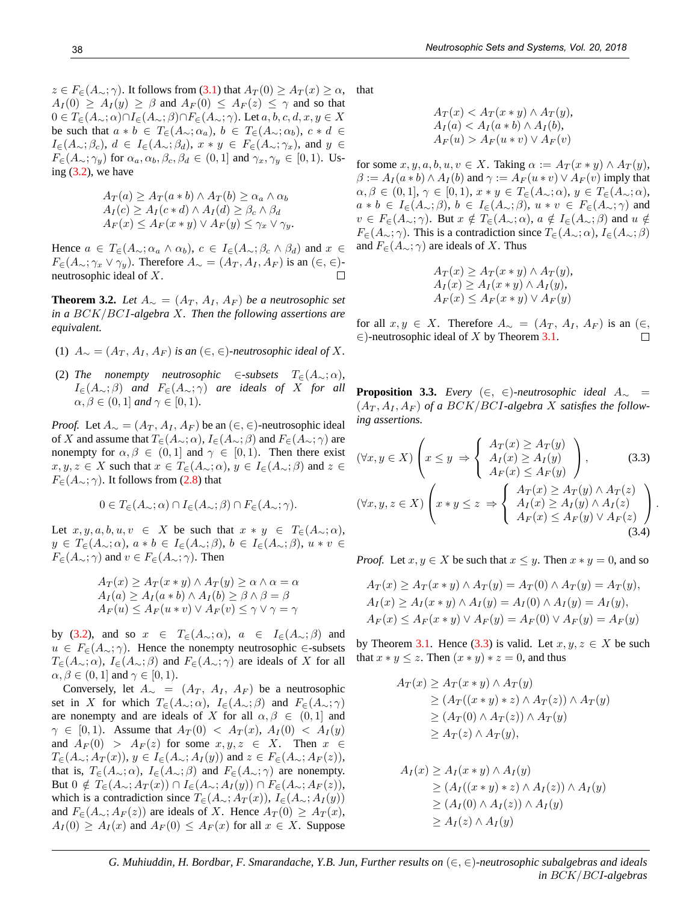$z \in F_{\in}(A_{\sim};\gamma)$. It follows from (3.1) that $A_T(0) \geq A_T(x) \geq \alpha$, $A_I(0) \geq A_I(y) \geq \beta$ and $A_F(0) \leq A_F(z) \leq \gamma$ and so that $0 \in T_{\in}(A_{\sim};\alpha) \cap I_{\in}(A_{\sim};\beta) \cap F_{\in}(A_{\sim};\gamma)$. Let $a, b, c, d, x, y \in X$ be such that $a * b \in T_{\in}(A_{\sim};\alpha_a)$, $b \in T_{\in}(A_{\sim};\alpha_b)$, $c * d \in I_{\in}(A_{\sim};\beta_c)$, $d \in I_{\in}(A_{\sim};\beta_d)$, $x * y \in F_{\in}(A_{\sim};\gamma_x)$, and $y \in F_{\in}(A_{\sim};\gamma_y)$ for $\alpha_a, \alpha_b, \beta_c, \beta_d \in (0,1]$ and $\gamma_x, \gamma_y \in [0,1)$. Using (3.2), we have

$$
\begin{aligned}
A_T(a) &\geq A_T(a * b) \wedge A_T(b) \geq \alpha_a \wedge \alpha_b \\
A_I(c) &\geq A_I(c * d) \wedge A_I(d) \geq \beta_c \wedge \beta_d \\
A_F(x) &\leq A_F(x * y) \vee A_F(y) \leq \gamma_x \vee \gamma_y.
\end{aligned}
$$

Hence $a \in T_{\in}(A_{\sim};\alpha_a \wedge \alpha_b)$, $c \in I_{\in}(A_{\sim};\beta_c \wedge \beta_d)$ and $x \in F_{\in}(A_{\sim};\gamma_x \vee \gamma_y)$. Therefore $A_{\sim} = (A_T, A_I, A_F)$ is an $(\in, \in)$-neutrosophic ideal of $X$. □

**Theorem 3.2.** *Let $A_{\sim} = (A_T, A_I, A_F)$ be a neutrosophic set in a $BCK/BCI$-algebra $X$. Then the following assertions are equivalent.*

1. $A_{\sim} = (A_T, A_I, A_F)$ *is an $(\in, \in)$-neutrosophic ideal of $X$.*
2. *The nonempty neutrosophic $\in$-subsets $T_{\in}(A_{\sim};\alpha)$, $I_{\in}(A_{\sim};\beta)$ and $F_{\in}(A_{\sim};\gamma)$ are ideals of $X$ for all $\alpha, \beta \in (0,1]$ and $\gamma \in [0,1)$.*

*Proof.* Let $A_{\sim} = (A_T, A_I, A_F)$ be an $(\in, \in)$-neutrosophic ideal of $X$ and assume that $T_{\in}(A_{\sim};\alpha)$, $I_{\in}(A_{\sim};\beta)$ and $F_{\in}(A_{\sim};\gamma)$ are nonempty for $\alpha, \beta \in (0,1]$ and $\gamma \in [0,1)$. Then there exist $x, y, z \in X$ such that $x \in T_{\in}(A_{\sim};\alpha)$, $y \in I_{\in}(A_{\sim};\beta)$ and $z \in F_{\in}(A_{\sim};\gamma)$. It follows from (2.8) that

$$
0 \in T_{\in}(A_{\sim};\alpha) \cap I_{\in}(A_{\sim};\beta) \cap F_{\in}(A_{\sim};\gamma).
$$

Let $x, y, a, b, u, v \in X$ be such that $x * y \in T_{\in}(A_{\sim};\alpha)$, $y \in T_{\in}(A_{\sim};\alpha)$, $a * b \in I_{\in}(A_{\sim};\beta)$, $b \in I_{\in}(A_{\sim};\beta)$, $u * v \in F_{\in}(A_{\sim};\gamma)$ and $v \in F_{\in}(A_{\sim};\gamma)$. Then

$$
\begin{aligned}
A_T(x) &\geq A_T(x * y) \wedge A_T(y) \geq \alpha \wedge \alpha = \alpha \\
A_I(a) &\geq A_I(a * b) \wedge A_I(b) \geq \beta \wedge \beta = \beta \\
A_F(u) &\leq A_F(u * v) \vee A_F(v) \leq \gamma \vee \gamma = \gamma
\end{aligned}
$$

by (3.2), and so $x \in T_{\in}(A_{\sim};\alpha)$, $a \in I_{\in}(A_{\sim};\beta)$ and $u \in F_{\in}(A_{\sim};\gamma)$. Hence the nonempty neutrosophic $\in$-subsets $T_{\in}(A_{\sim};\alpha)$, $I_{\in}(A_{\sim};\beta)$ and $F_{\in}(A_{\sim};\gamma)$ are ideals of $X$ for all $\alpha, \beta \in (0,1]$ and $\gamma \in [0,1)$.

Conversely, let $A_{\sim} = (A_T, A_I, A_F)$ be a neutrosophic set in $X$ for which $T_{\in}(A_{\sim};\alpha)$, $I_{\in}(A_{\sim};\beta)$ and $F_{\in}(A_{\sim};\gamma)$ are nonempty and are ideals of $X$ for all $\alpha, \beta \in (0,1]$ and $\gamma \in [0,1)$. Assume that $A_T(0) < A_T(x)$, $A_I(0) < A_I(y)$ and $A_F(0) > A_F(z)$ for some $x, y, z \in X$. Then $x \in T_{\in}(A_{\sim};A_T(x))$, $y \in I_{\in}(A_{\sim};A_I(y))$ and $z \in F_{\in}(A_{\sim};A_F(z))$, that is, $T_{\in}(A_{\sim};\alpha)$, $I_{\in}(A_{\sim};\beta)$ and $F_{\in}(A_{\sim};\gamma)$ are nonempty. But $0 \notin T_{\in}(A_{\sim};A_T(x)) \cap I_{\in}(A_{\sim};A_I(y)) \cap F_{\in}(A_{\sim};A_F(z))$, which is a contradiction since $T_{\in}(A_{\sim};A_T(x))$, $I_{\in}(A_{\sim};A_I(y))$ and $F_{\in}(A_{\sim};A_F(z))$ are ideals of $X$. Hence $A_T(0) \geq A_T(x)$, $A_I(0) \geq A_I(x)$ and $A_F(0) \leq A_F(x)$ for all $x \in X$. Suppose that

$$
\begin{aligned}
A_T(x) &< A_T(x * y) \wedge A_T(y), \\
A_I(a) &< A_I(a * b) \wedge A_I(b), \\
A_F(u) &> A_F(u * v) \vee A_F(v)
\end{aligned}
$$

for some $x, y, a, b, u, v \in X$. Taking $\alpha := A_T(x * y) \wedge A_T(y)$, $\beta := A_I(a * b) \wedge A_I(b)$ and $\gamma := A_F(u * v) \vee A_F(v)$ imply that $\alpha, \beta \in (0,1]$, $\gamma \in [0,1)$, $x * y \in T_{\in}(A_{\sim};\alpha)$, $y \in T_{\in}(A_{\sim};\alpha)$, $a * b \in I_{\in}(A_{\sim};\beta)$, $b \in I_{\in}(A_{\sim};\beta)$, $u * v \in F_{\in}(A_{\sim};\gamma)$ and $v \in F_{\in}(A_{\sim};\gamma)$. But $x \notin T_{\in}(A_{\sim};\alpha)$, $a \notin I_{\in}(A_{\sim};\beta)$ and $u \notin F_{\in}(A_{\sim};\gamma)$. This is a contradiction since $T_{\in}(A_{\sim};\alpha)$, $I_{\in}(A_{\sim};\beta)$ and $F_{\in}(A_{\sim};\gamma)$ are ideals of $X$. Thus

$$
\begin{aligned}
A_T(x) &\geq A_T(x * y) \wedge A_T(y), \\
A_I(x) &\geq A_I(x * y) \wedge A_I(y), \\
A_F(x) &\leq A_F(x * y) \vee A_F(y)
\end{aligned}
$$

for all $x, y \in X$. Therefore $A_{\sim} = (A_T, A_I, A_F)$ is an $(\in, \in)$-neutrosophic ideal of $X$ by Theorem 3.1. □

**Proposition 3.3.** *Every $(\in, \in)$-neutrosophic ideal $A_{\sim} = (A_T, A_I, A_F)$ of a $BCK/BCI$-algebra $X$ satisfies the following assertions.*

$$
(\forall x, y \in X)\left( x \leq y \Rightarrow \left\{ \begin{array}{l} A_T(x) \geq A_T(y) \\ A_I(x) \geq A_I(y) \\ A_F(x) \leq A_F(y) \end{array} \right. \right), \tag{3.3}
$$

$$
(\forall x, y, z \in X)\left( x * y \leq z \Rightarrow \left\{ \begin{array}{l} A_T(x) \geq A_T(y) \wedge A_T(z) \\ A_I(x) \geq A_I(y) \wedge A_I(z) \\ A_F(x) \leq A_F(y) \vee A_F(z) \end{array} \right. \right). \tag{3.4}
$$

*Proof.* Let $x, y \in X$ be such that $x \leq y$. Then $x * y = 0$, and so

$$
\begin{aligned}
A_T(x) &\geq A_T(x * y) \wedge A_T(y) = A_T(0) \wedge A_T(y) = A_T(y), \\
A_I(x) &\geq A_I(x * y) \wedge A_I(y) = A_I(0) \wedge A_I(y) = A_I(y), \\
A_F(x) &\leq A_F(x * y) \vee A_F(y) = A_F(0) \vee A_F(y) = A_F(y)
\end{aligned}
$$

by Theorem 3.1. Hence (3.3) is valid. Let $x, y, z \in X$ be such that $x * y \leq z$. Then $(x * y) * z = 0$, and thus

$$
\begin{aligned}
A_T(x) &\geq A_T(x * y) \wedge A_T(y) \\
&\geq (A_T((x * y) * z) \wedge A_T(z)) \wedge A_T(y) \\
&\geq (A_T(0) \wedge A_T(z)) \wedge A_T(y) \\
&\geq A_T(z) \wedge A_T(y),
\end{aligned}
$$

$$
\begin{aligned}
A_I(x) &\geq A_I(x * y) \wedge A_I(y) \\
&\geq (A_I((x * y) * z) \wedge A_I(z)) \wedge A_I(y) \\
&\geq (A_I(0) \wedge A_I(z)) \wedge A_I(y) \\
&\geq A_I(z) \wedge A_I(y)
\end{aligned}
$$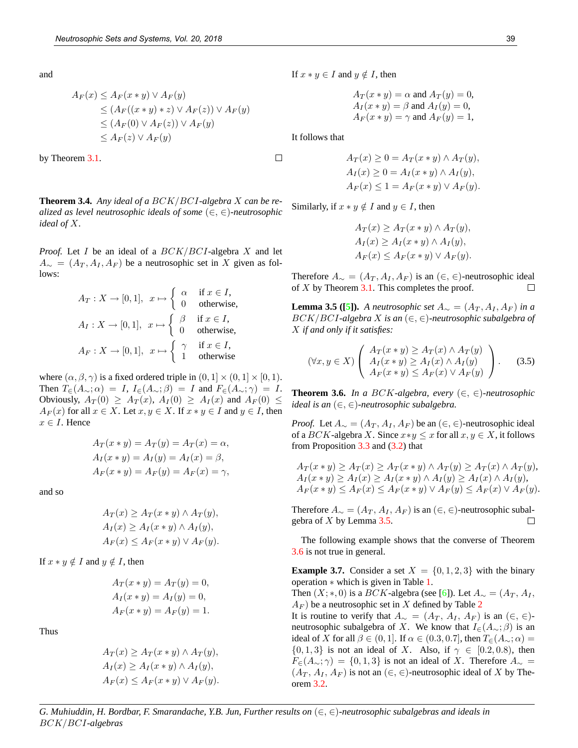and

$$\begin{aligned} A_F(x) &\leq A_F(x*y) \vee A_F(y) \\ &\leq (A_F((x*y)*z) \vee A_F(z)) \vee A_F(y) \\ &\leq (A_F(0) \vee A_F(z)) \vee A_F(y) \\ &\leq A_F(z) \vee A_F(y) \end{aligned}$$

by Theorem 3.1. □

**Theorem 3.4.** *Any ideal of a $BCK/BCI$-algebra $X$ can be realized as level neutrosophic ideals of some $(\in, \in)$-neutrosophic ideal of $X$.*

*Proof.* Let $I$ be an ideal of a $BCK/BCI$-algebra $X$ and let $A_\sim = (A_T, A_I, A_F)$ be a neutrosophic set in $X$ given as follows:

$$A_T : X \to [0,1], \quad x \mapsto \begin{cases} \alpha & \text{if } x \in I, \\ 0 & \text{otherwise,} \end{cases}$$

$$A_I : X \to [0,1], \quad x \mapsto \begin{cases} \beta & \text{if } x \in I, \\ 0 & \text{otherwise,} \end{cases}$$

$$A_F : X \to [0,1], \quad x \mapsto \begin{cases} \gamma & \text{if } x \in I, \\ 1 & \text{otherwise} \end{cases}$$

where $(\alpha, \beta, \gamma)$ is a fixed ordered triple in $(0,1] \times (0,1] \times [0,1)$. Then $T_\in(A_\sim; \alpha) = I$, $I_\in(A_\sim; \beta) = I$ and $F_\in(A_\sim; \gamma) = I$. Obviously, $A_T(0) \geq A_T(x)$, $A_I(0) \geq A_I(x)$ and $A_F(0) \leq A_F(x)$ for all $x \in X$. Let $x, y \in X$. If $x * y \in I$ and $y \in I$, then $x \in I$. Hence

$$\begin{aligned} A_T(x*y) &= A_T(y) = A_T(x) = \alpha, \\ A_I(x*y) &= A_I(y) = A_I(x) = \beta, \\ A_F(x*y) &= A_F(y) = A_F(x) = \gamma, \end{aligned}$$

and so

$$\begin{aligned} A_T(x) &\geq A_T(x*y) \wedge A_T(y), \\ A_I(x) &\geq A_I(x*y) \wedge A_I(y), \\ A_F(x) &\leq A_F(x*y) \vee A_F(y). \end{aligned}$$

If $x * y \notin I$ and $y \notin I$, then

$$\begin{aligned} A_T(x*y) &= A_T(y) = 0, \\ A_I(x*y) &= A_I(y) = 0, \\ A_F(x*y) &= A_F(y) = 1. \end{aligned}$$

Thus

$$\begin{aligned} A_T(x) &\geq A_T(x*y) \wedge A_T(y), \\ A_I(x) &\geq A_I(x*y) \wedge A_I(y), \\ A_F(x) &\leq A_F(x*y) \vee A_F(y). \end{aligned}$$

If $x * y \in I$ and $y \notin I$, then

$$\begin{aligned} A_T(x*y) &= \alpha \text{ and } A_T(y) = 0, \\ A_I(x*y) &= \beta \text{ and } A_I(y) = 0, \\ A_F(x*y) &= \gamma \text{ and } A_F(y) = 1, \end{aligned}$$

It follows that

$$\begin{aligned} A_T(x) &\geq 0 = A_T(x*y) \wedge A_T(y), \\ A_I(x) &\geq 0 = A_I(x*y) \wedge A_I(y), \\ A_F(x) &\leq 1 = A_F(x*y) \vee A_F(y). \end{aligned}$$

Similarly, if $x * y \notin I$ and $y \in I$, then

$$\begin{aligned} A_T(x) &\geq A_T(x*y) \wedge A_T(y), \\ A_I(x) &\geq A_I(x*y) \wedge A_I(y), \\ A_F(x) &\leq A_F(x*y) \vee A_F(y). \end{aligned}$$

Therefore $A_\sim = (A_T, A_I, A_F)$ is an $(\in, \in)$-neutrosophic ideal of $X$ by Theorem 3.1. This completes the proof. □

**Lemma 3.5 ([5]).** *A neutrosophic set $A_\sim = (A_T, A_I, A_F)$ in a $BCK/BCI$-algebra $X$ is an $(\in, \in)$-neutrosophic subalgebra of $X$ if and only if it satisfies:*

$$(\forall x, y \in X) \left( \begin{array}{l} A_T(x*y) \geq A_T(x) \wedge A_T(y) \\ A_I(x*y) \geq A_I(x) \wedge A_I(y) \\ A_F(x*y) \leq A_F(x) \vee A_F(y) \end{array} \right). \tag{3.5}$$

**Theorem 3.6.** *In a $BCK$-algebra, every $(\in, \in)$-neutrosophic ideal is an $(\in, \in)$-neutrosophic subalgebra.*

*Proof.* Let $A_\sim = (A_T, A_I, A_F)$ be an $(\in, \in)$-neutrosophic ideal of a $BCK$-algebra $X$. Since $x*y \leq x$ for all $x, y \in X$, it follows from Proposition 3.3 and (3.2) that

$$\begin{aligned} A_T(x*y) &\geq A_T(x) \geq A_T(x*y) \wedge A_T(y) \geq A_T(x) \wedge A_T(y), \\ A_I(x*y) &\geq A_I(x) \geq A_I(x*y) \wedge A_I(y) \geq A_I(x) \wedge A_I(y), \\ A_F(x*y) &\leq A_F(x) \leq A_F(x*y) \vee A_F(y) \leq A_F(x) \vee A_F(y). \end{aligned}$$

Therefore $A_\sim = (A_T, A_I, A_F)$ is an $(\in, \in)$-neutrosophic subalgebra of $X$ by Lemma 3.5. □

The following example shows that the converse of Theorem 3.6 is not true in general.

**Example 3.7.** Consider a set $X = \{0, 1, 2, 3\}$ with the binary operation $*$ which is given in Table 1.
Then $(X; *, 0)$ is a $BCK$-algebra (see [6]). Let $A_\sim = (A_T, A_I, A_F)$ be a neutrosophic set in $X$ defined by Table 2
It is routine to verify that $A_\sim = (A_T, A_I, A_F)$ is an $(\in, \in)$-neutrosophic subalgebra of $X$. We know that $I_\in(A_\sim; \beta)$ is an ideal of $X$ for all $\beta \in (0, 1]$. If $\alpha \in (0.3, 0.7]$, then $T_\in(A_\sim; \alpha) = \{0, 1, 3\}$ is not an ideal of $X$. Also, if $\gamma \in [0.2, 0.8)$, then $F_\in(A_\sim; \gamma) = \{0, 1, 3\}$ is not an ideal of $X$. Therefore $A_\sim = (A_T, A_I, A_F)$ is not an $(\in, \in)$-neutrosophic ideal of $X$ by Theorem 3.2.

*G. Muhiuddin, H. Bordbar, F. Smarandache, Y.B. Jun, Further results on $(\in, \in)$-neutrosophic subalgebras and ideals in $BCK/BCI$-algebras*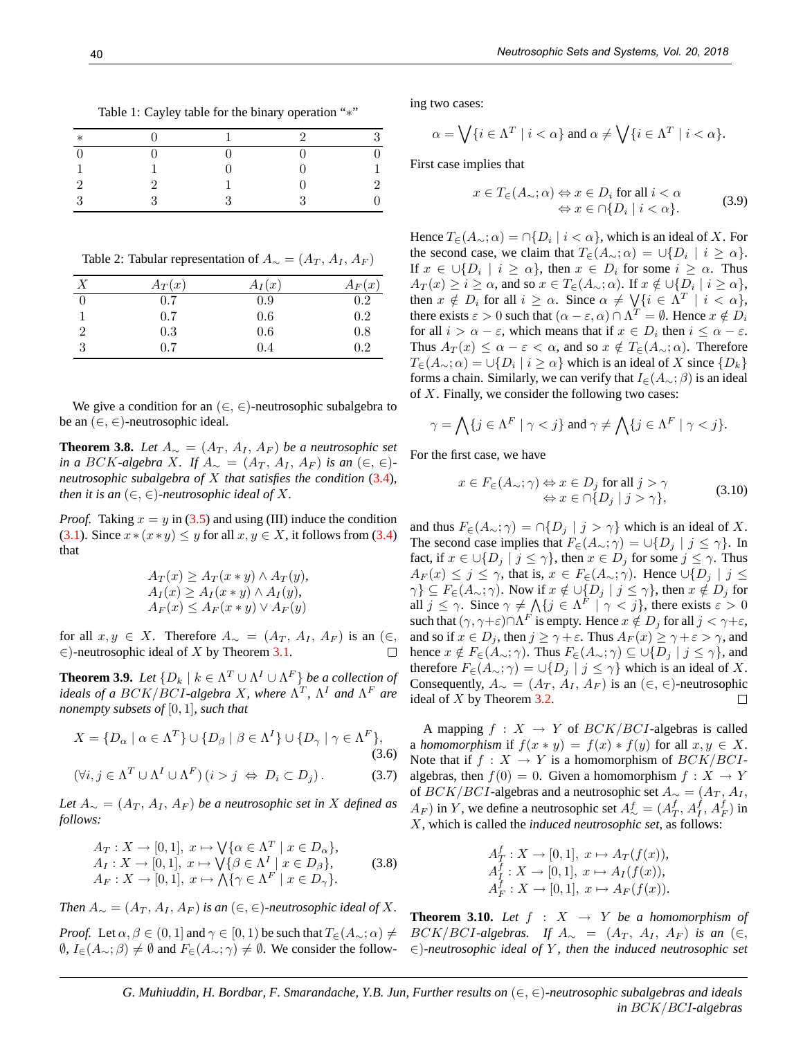Table 1: Cayley table for the binary operation "$*$"

| $*$ | 0 | 1 | 2 | 3 |
|---|---|---|---|---|
| 0 | 0 | 0 | 0 | 0 |
| 1 | 1 | 0 | 0 | 1 |
| 2 | 2 | 1 | 0 | 2 |
| 3 | 3 | 3 | 3 | 0 |

Table 2: Tabular representation of $A_\sim = (A_T, A_I, A_F)$

| $X$ | $A_T(x)$ | $A_I(x)$ | $A_F(x)$ |
|---|---|---|---|
| 0 | 0.7 | 0.9 | 0.2 |
| 1 | 0.7 | 0.6 | 0.2 |
| 2 | 0.3 | 0.6 | 0.8 |
| 3 | 0.7 | 0.4 | 0.2 |

We give a condition for an $(\in, \in)$-neutrosophic subalgebra to be an $(\in, \in)$-neutrosophic ideal.

**Theorem 3.8.** *Let $A_\sim = (A_T, A_I, A_F)$ be a neutrosophic set in a $BCK$-algebra $X$. If $A_\sim = (A_T, A_I, A_F)$ is an $(\in, \in)$-neutrosophic subalgebra of $X$ that satisfies the condition (3.4), then it is an $(\in, \in)$-neutrosophic ideal of $X$.*

*Proof.* Taking $x = y$ in (3.5) and using (III) induce the condition (3.1). Since $x * (x * y) \leq y$ for all $x, y \in X$, it follows from (3.4) that

$$\begin{aligned} A_T(x) &\geq A_T(x * y) \wedge A_T(y), \\ A_I(x) &\geq A_I(x * y) \wedge A_I(y), \\ A_F(x) &\leq A_F(x * y) \vee A_F(y) \end{aligned}$$

for all $x, y \in X$. Therefore $A_\sim = (A_T, A_I, A_F)$ is an $(\in, \in)$-neutrosophic ideal of $X$ by Theorem 3.1. □

**Theorem 3.9.** *Let $\{D_k \mid k \in \Lambda^T \cup \Lambda^I \cup \Lambda^F\}$ be a collection of ideals of a $BCK/BCI$-algebra $X$, where $\Lambda^T$, $\Lambda^I$ and $\Lambda^F$ are nonempty subsets of $[0, 1]$, such that*

$$X = \{D_\alpha \mid \alpha \in \Lambda^T\} \cup \{D_\beta \mid \beta \in \Lambda^I\} \cup \{D_\gamma \mid \gamma \in \Lambda^F\}, \tag{3.6}$$

$$(\forall i, j \in \Lambda^T \cup \Lambda^I \cup \Lambda^F) \, (i > j \;\Leftrightarrow\; D_i \subset D_j). \tag{3.7}$$

*Let $A_\sim = (A_T, A_I, A_F)$ be a neutrosophic set in $X$ defined as follows:*

$$\begin{aligned} &A_T : X \to [0, 1], \; x \mapsto \bigvee\{\alpha \in \Lambda^T \mid x \in D_\alpha\}, \\ &A_I : X \to [0, 1], \; x \mapsto \bigvee\{\beta \in \Lambda^I \mid x \in D_\beta\}, \\ &A_F : X \to [0, 1], \; x \mapsto \bigwedge\{\gamma \in \Lambda^F \mid x \in D_\gamma\}. \end{aligned} \tag{3.8}$$

*Then $A_\sim = (A_T, A_I, A_F)$ is an $(\in, \in)$-neutrosophic ideal of $X$.*

*Proof.* Let $\alpha, \beta \in (0, 1]$ and $\gamma \in [0, 1)$ be such that $T_\in(A_\sim; \alpha) \neq \emptyset$, $I_\in(A_\sim; \beta) \neq \emptyset$ and $F_\in(A_\sim; \gamma) \neq \emptyset$. We consider the following two cases:

$$\alpha = \bigvee\{i \in \Lambda^T \mid i < \alpha\} \text{ and } \alpha \neq \bigvee\{i \in \Lambda^T \mid i < \alpha\}.$$

First case implies that

$$\begin{aligned} x \in T_\in(A_\sim; \alpha) &\Leftrightarrow x \in D_i \text{ for all } i < \alpha \\ &\Leftrightarrow x \in \cap\{D_i \mid i < \alpha\}. \end{aligned} \tag{3.9}$$

Hence $T_\in(A_\sim; \alpha) = \cap\{D_i \mid i < \alpha\}$, which is an ideal of $X$. For the second case, we claim that $T_\in(A_\sim; \alpha) = \cup\{D_i \mid i \geq \alpha\}$. If $x \in \cup\{D_i \mid i \geq \alpha\}$, then $x \in D_i$ for some $i \geq \alpha$. Thus $A_T(x) \geq i \geq \alpha$, and so $x \in T_\in(A_\sim; \alpha)$. If $x \notin \cup\{D_i \mid i \geq \alpha\}$, then $x \notin D_i$ for all $i \geq \alpha$. Since $\alpha \neq \bigvee\{i \in \Lambda^T \mid i < \alpha\}$, there exists $\varepsilon > 0$ such that $(\alpha - \varepsilon, \alpha) \cap \Lambda^T = \emptyset$. Hence $x \notin D_i$ for all $i > \alpha - \varepsilon$, which means that if $x \in D_i$ then $i \leq \alpha - \varepsilon$. Thus $A_T(x) \leq \alpha - \varepsilon < \alpha$, and so $x \notin T_\in(A_\sim; \alpha)$. Therefore $T_\in(A_\sim; \alpha) = \cup\{D_i \mid i \geq \alpha\}$ which is an ideal of $X$ since $\{D_k\}$ forms a chain. Similarly, we can verify that $I_\in(A_\sim; \beta)$ is an ideal of $X$. Finally, we consider the following two cases:

$$\gamma = \bigwedge\{j \in \Lambda^F \mid \gamma < j\} \text{ and } \gamma \neq \bigwedge\{j \in \Lambda^F \mid \gamma < j\}.$$

For the first case, we have

$$\begin{aligned} x \in F_\in(A_\sim; \gamma) &\Leftrightarrow x \in D_j \text{ for all } j > \gamma \\ &\Leftrightarrow x \in \cap\{D_j \mid j > \gamma\}, \end{aligned} \tag{3.10}$$

and thus $F_\in(A_\sim; \gamma) = \cap\{D_j \mid j > \gamma\}$ which is an ideal of $X$. The second case implies that $F_\in(A_\sim; \gamma) = \cup\{D_j \mid j \leq \gamma\}$. In fact, if $x \in \cup\{D_j \mid j \leq \gamma\}$, then $x \in D_j$ for some $j \leq \gamma$. Thus $A_F(x) \leq j \leq \gamma$, that is, $x \in F_\in(A_\sim; \gamma)$. Hence $\cup\{D_j \mid j \leq \gamma\} \subseteq F_\in(A_\sim; \gamma)$. Now if $x \notin \cup\{D_j \mid j \leq \gamma\}$, then $x \notin D_j$ for all $j \leq \gamma$. Since $\gamma \neq \bigwedge\{j \in \Lambda^F \mid \gamma < j\}$, there exists $\varepsilon > 0$ such that $(\gamma, \gamma + \varepsilon) \cap \Lambda^F$ is empty. Hence $x \notin D_j$ for all $j < \gamma + \varepsilon$, and so if $x \in D_j$, then $j \geq \gamma + \varepsilon$. Thus $A_F(x) \geq \gamma + \varepsilon > \gamma$, and hence $x \notin F_\in(A_\sim; \gamma)$. Thus $F_\in(A_\sim; \gamma) \subseteq \cup\{D_j \mid j \leq \gamma\}$, and therefore $F_\in(A_\sim; \gamma) = \cup\{D_j \mid j \leq \gamma\}$ which is an ideal of $X$. Consequently, $A_\sim = (A_T, A_I, A_F)$ is an $(\in, \in)$-neutrosophic ideal of $X$ by Theorem 3.2. □

A mapping $f : X \to Y$ of $BCK/BCI$-algebras is called a *homomorphism* if $f(x * y) = f(x) * f(y)$ for all $x, y \in X$. Note that if $f : X \to Y$ is a homomorphism of $BCK/BCI$-algebras, then $f(0) = 0$. Given a homomorphism $f : X \to Y$ of $BCK/BCI$-algebras and a neutrosophic set $A_\sim = (A_T, A_I, A_F)$ in $Y$, we define a neutrosophic set $A_\sim^f = (A_T^f, A_I^f, A_F^f)$ in $X$, which is called the *induced neutrosophic set*, as follows:

$$\begin{aligned} &A_T^f : X \to [0, 1], \; x \mapsto A_T(f(x)), \\ &A_I^f : X \to [0, 1], \; x \mapsto A_I(f(x)), \\ &A_F^f : X \to [0, 1], \; x \mapsto A_F(f(x)). \end{aligned}$$

**Theorem 3.10.** *Let $f : X \to Y$ be a homomorphism of $BCK/BCI$-algebras. If $A_\sim = (A_T, A_I, A_F)$ is an $(\in, \in)$-neutrosophic ideal of $Y$, then the induced neutrosophic set*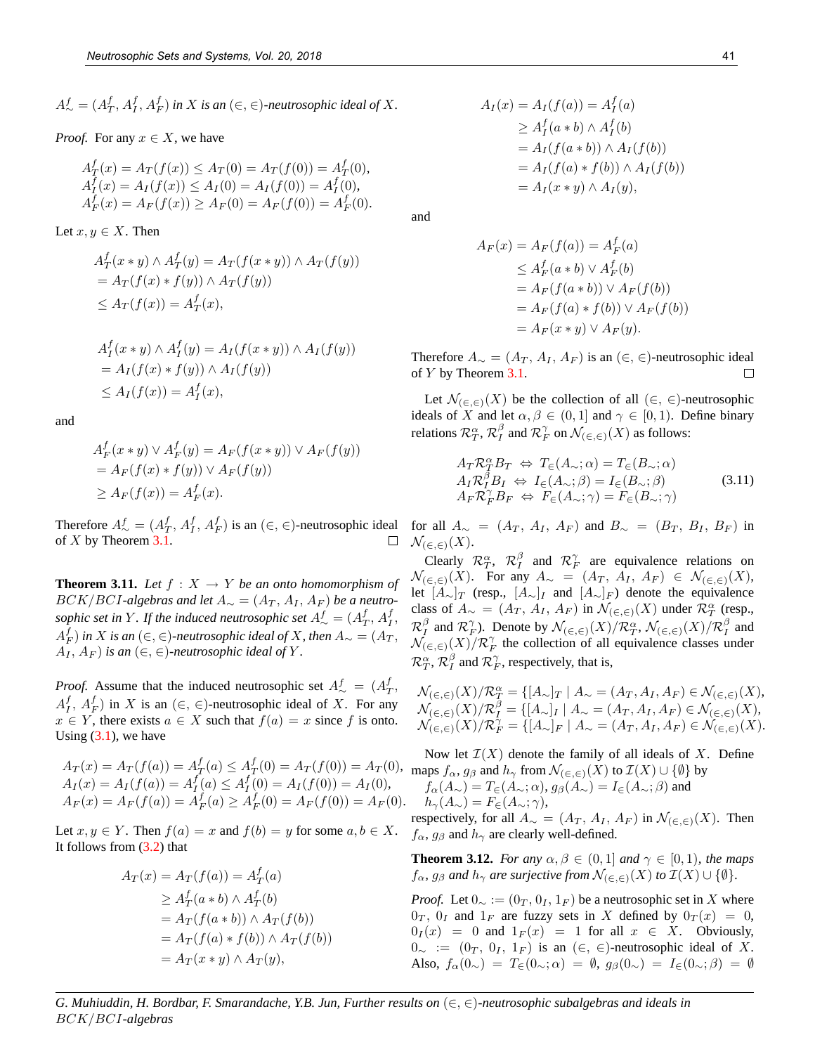$A^f_\sim = (A^f_T, A^f_I, A^f_F)$ *in* $X$ *is an* $(\in, \in)$*-neutrosophic ideal of* $X$.

*Proof.* For any $x \in X$, we have

$$\begin{aligned}
A^f_T(x) &= A_T(f(x)) \leq A_T(0) = A_T(f(0)) = A^f_T(0),\\
A^f_I(x) &= A_I(f(x)) \leq A_I(0) = A_I(f(0)) = A^f_I(0),\\
A^f_F(x) &= A_F(f(x)) \geq A_F(0) = A_F(f(0)) = A^f_F(0).
\end{aligned}$$

Let $x, y \in X$. Then

$$\begin{aligned}
&A^f_T(x * y) \wedge A^f_T(y) = A_T(f(x * y)) \wedge A_T(f(y))\\
&= A_T(f(x) * f(y)) \wedge A_T(f(y))\\
&\leq A_T(f(x)) = A^f_T(x),
\end{aligned}$$

$$\begin{aligned}
&A^f_I(x * y) \wedge A^f_I(y) = A_I(f(x * y)) \wedge A_I(f(y))\\
&= A_I(f(x) * f(y)) \wedge A_I(f(y))\\
&\leq A_I(f(x)) = A^f_I(x),
\end{aligned}$$

and

$$\begin{aligned}
&A^f_F(x * y) \vee A^f_F(y) = A_F(f(x * y)) \vee A_F(f(y))\\
&= A_F(f(x) * f(y)) \vee A_F(f(y))\\
&\geq A_F(f(x)) = A^f_F(x).
\end{aligned}$$

Therefore $A^f_\sim = (A^f_T, A^f_I, A^f_F)$ is an $(\in, \in)$-neutrosophic ideal of $X$ by Theorem 3.1. □

**Theorem 3.11.** *Let* $f : X \to Y$ *be an onto homomorphism of* $BCK/BCI$*-algebras and let* $A_\sim = (A_T, A_I, A_F)$ *be a neutrosophic set in* $Y$*. If the induced neutrosophic set* $A^f_\sim = (A^f_T, A^f_I, A^f_F)$ *in* $X$ *is an* $(\in, \in)$*-neutrosophic ideal of* $X$*, then* $A_\sim = (A_T, A_I, A_F)$ *is an* $(\in, \in)$*-neutrosophic ideal of* $Y$*.*

*Proof.* Assume that the induced neutrosophic set $A^f_\sim = (A^f_T, A^f_I, A^f_F)$ in $X$ is an $(\in, \in)$-neutrosophic ideal of $X$. For any $x \in Y$, there exists $a \in X$ such that $f(a) = x$ since $f$ is onto. Using (3.1), we have

$$\begin{aligned}
A_T(x) &= A_T(f(a)) = A^f_T(a) \leq A^f_T(0) = A_T(f(0)) = A_T(0),\\
A_I(x) &= A_I(f(a)) = A^f_I(a) \leq A^f_I(0) = A_I(f(0)) = A_I(0),\\
A_F(x) &= A_F(f(a)) = A^f_F(a) \geq A^f_F(0) = A_F(f(0)) = A_F(0).
\end{aligned}$$

Let $x, y \in Y$. Then $f(a) = x$ and $f(b) = y$ for some $a, b \in X$. It follows from (3.2) that

$$\begin{aligned}
A_T(x) &= A_T(f(a)) = A^f_T(a)\\
&\geq A^f_T(a * b) \wedge A^f_T(b)\\
&= A_T(f(a * b)) \wedge A_T(f(b))\\
&= A_T(f(a) * f(b)) \wedge A_T(f(b))\\
&= A_T(x * y) \wedge A_T(y),
\end{aligned}$$

$$\begin{aligned}
A_I(x) &= A_I(f(a)) = A^f_I(a)\\
&\geq A^f_I(a * b) \wedge A^f_I(b)\\
&= A_I(f(a * b)) \wedge A_I(f(b))\\
&= A_I(f(a) * f(b)) \wedge A_I(f(b))\\
&= A_I(x * y) \wedge A_I(y),
\end{aligned}$$

and

$$\begin{aligned}
A_F(x) &= A_F(f(a)) = A^f_F(a)\\
&\leq A^f_F(a * b) \vee A^f_F(b)\\
&= A_F(f(a * b)) \vee A_F(f(b))\\
&= A_F(f(a) * f(b)) \vee A_F(f(b))\\
&= A_F(x * y) \vee A_F(y).
\end{aligned}$$

Therefore $A_\sim = (A_T, A_I, A_F)$ is an $(\in, \in)$-neutrosophic ideal of $Y$ by Theorem 3.1. □

Let $\mathcal{N}_{(\in,\in)}(X)$ be the collection of all $(\in, \in)$-neutrosophic ideals of $X$ and let $\alpha, \beta \in (0, 1]$ and $\gamma \in [0, 1)$. Define binary relations $\mathcal{R}^\alpha_T$, $\mathcal{R}^\beta_I$ and $\mathcal{R}^\gamma_F$ on $\mathcal{N}_{(\in,\in)}(X)$ as follows:

$$\begin{aligned}
A_T \mathcal{R}^\alpha_T B_T &\Leftrightarrow T_\in(A_\sim; \alpha) = T_\in(B_\sim; \alpha)\\
A_I \mathcal{R}^\beta_I B_I &\Leftrightarrow I_\in(A_\sim; \beta) = I_\in(B_\sim; \beta)\\
A_F \mathcal{R}^\gamma_F B_F &\Leftrightarrow F_\in(A_\sim; \gamma) = F_\in(B_\sim; \gamma)
\end{aligned} \tag{3.11}$$

for all $A_\sim = (A_T, A_I, A_F)$ and $B_\sim = (B_T, B_I, B_F)$ in $\mathcal{N}_{(\in,\in)}(X)$.

Clearly $\mathcal{R}^\alpha_T$, $\mathcal{R}^\beta_I$ and $\mathcal{R}^\gamma_F$ are equivalence relations on $\mathcal{N}_{(\in,\in)}(X)$. For any $A_\sim = (A_T, A_I, A_F) \in \mathcal{N}_{(\in,\in)}(X)$, let $[A_\sim]_T$ (resp., $[A_\sim]_I$ and $[A_\sim]_F$) denote the equivalence class of $A_\sim = (A_T, A_I, A_F)$ in $\mathcal{N}_{(\in,\in)}(X)$ under $\mathcal{R}^\alpha_T$ (resp., $\mathcal{R}^\beta_I$ and $\mathcal{R}^\gamma_F$). Denote by $\mathcal{N}_{(\in,\in)}(X)/\mathcal{R}^\alpha_T$, $\mathcal{N}_{(\in,\in)}(X)/\mathcal{R}^\beta_I$ and $\mathcal{N}_{(\in,\in)}(X)/\mathcal{R}^\gamma_F$ the collection of all equivalence classes under $\mathcal{R}^\alpha_T$, $\mathcal{R}^\beta_I$ and $\mathcal{R}^\gamma_F$, respectively, that is,

$$\begin{aligned}
\mathcal{N}_{(\in,\in)}(X)/\mathcal{R}^\alpha_T &= \{[A_\sim]_T \mid A_\sim = (A_T, A_I, A_F) \in \mathcal{N}_{(\in,\in)}(X),\\
\mathcal{N}_{(\in,\in)}(X)/\mathcal{R}^\beta_I &= \{[A_\sim]_I \mid A_\sim = (A_T, A_I, A_F) \in \mathcal{N}_{(\in,\in)}(X),\\
\mathcal{N}_{(\in,\in)}(X)/\mathcal{R}^\gamma_F &= \{[A_\sim]_F \mid A_\sim = (A_T, A_I, A_F) \in \mathcal{N}_{(\in,\in)}(X).
\end{aligned}$$

Now let $\mathcal{I}(X)$ denote the family of all ideals of $X$. Define maps $f_\alpha$, $g_\beta$ and $h_\gamma$ from $\mathcal{N}_{(\in,\in)}(X)$ to $\mathcal{I}(X) \cup \{\emptyset\}$ by
$f_\alpha(A_\sim) = T_\in(A_\sim; \alpha)$, $g_\beta(A_\sim) = I_\in(A_\sim; \beta)$ and
$h_\gamma(A_\sim) = F_\in(A_\sim; \gamma)$,
respectively, for all $A_\sim = (A_T, A_I, A_F)$ in $\mathcal{N}_{(\in,\in)}(X)$. Then $f_\alpha$, $g_\beta$ and $h_\gamma$ are clearly well-defined.

**Theorem 3.12.** *For any* $\alpha, \beta \in (0, 1]$ *and* $\gamma \in [0, 1)$*, the maps* $f_\alpha$*,* $g_\beta$ *and* $h_\gamma$ *are surjective from* $\mathcal{N}_{(\in,\in)}(X)$ *to* $\mathcal{I}(X) \cup \{\emptyset\}$*.*

*Proof.* Let $0_\sim := (0_T, 0_I, 1_F)$ be a neutrosophic set in $X$ where $0_T$, $0_I$ and $1_F$ are fuzzy sets in $X$ defined by $0_T(x) = 0$, $0_I(x) = 0$ and $1_F(x) = 1$ for all $x \in X$. Obviously, $0_\sim := (0_T, 0_I, 1_F)$ is an $(\in, \in)$-neutrosophic ideal of $X$. Also, $f_\alpha(0_\sim) = T_\in(0_\sim; \alpha) = \emptyset$, $g_\beta(0_\sim) = I_\in(0_\sim; \beta) = \emptyset$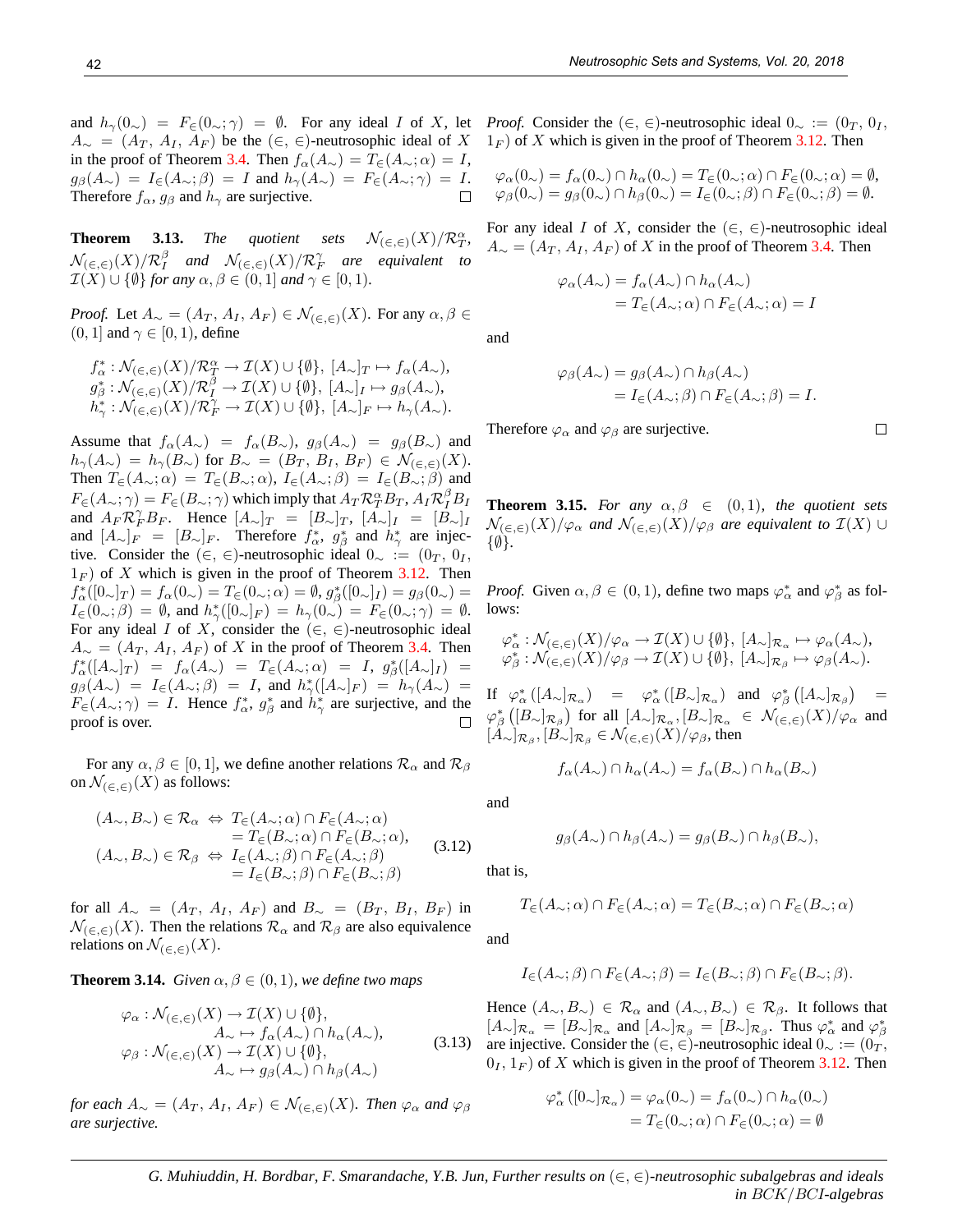and $h_\gamma(0_\sim) = F_\in(0_\sim;\gamma) = \emptyset$. For any ideal $I$ of $X$, let $A_\sim = (A_T, A_I, A_F)$ be the $(\in, \in)$-neutrosophic ideal of $X$ in the proof of Theorem 3.4. Then $f_\alpha(A_\sim) = T_\in(A_\sim;\alpha) = I$, $g_\beta(A_\sim) = I_\in(A_\sim;\beta) = I$ and $h_\gamma(A_\sim) = F_\in(A_\sim;\gamma) = I$. Therefore $f_\alpha$, $g_\beta$ and $h_\gamma$ are surjective. □

**Theorem 3.13.** *The quotient sets $\mathcal{N}_{(\in,\in)}(X)/\mathcal{R}_T^\alpha$, $\mathcal{N}_{(\in,\in)}(X)/\mathcal{R}_I^\beta$ and $\mathcal{N}_{(\in,\in)}(X)/\mathcal{R}_F^\gamma$ are equivalent to $\mathcal{I}(X)\cup\{\emptyset\}$ for any $\alpha,\beta\in(0,1]$ and $\gamma\in[0,1)$.*

*Proof.* Let $A_\sim = (A_T, A_I, A_F) \in \mathcal{N}_{(\in,\in)}(X)$. For any $\alpha,\beta\in(0,1]$ and $\gamma\in[0,1)$, define

$$
\begin{aligned}
&f_\alpha^* : \mathcal{N}_{(\in,\in)}(X)/\mathcal{R}_T^\alpha \to \mathcal{I}(X)\cup\{\emptyset\},\ [A_\sim]_T \mapsto f_\alpha(A_\sim),\\
&g_\beta^* : \mathcal{N}_{(\in,\in)}(X)/\mathcal{R}_I^\beta \to \mathcal{I}(X)\cup\{\emptyset\},\ [A_\sim]_I \mapsto g_\beta(A_\sim),\\
&h_\gamma^* : \mathcal{N}_{(\in,\in)}(X)/\mathcal{R}_F^\gamma \to \mathcal{I}(X)\cup\{\emptyset\},\ [A_\sim]_F \mapsto h_\gamma(A_\sim).
\end{aligned}
$$

Assume that $f_\alpha(A_\sim) = f_\alpha(B_\sim)$, $g_\beta(A_\sim) = g_\beta(B_\sim)$ and $h_\gamma(A_\sim) = h_\gamma(B_\sim)$ for $B_\sim = (B_T, B_I, B_F) \in \mathcal{N}_{(\in,\in)}(X)$. Then $T_\in(A_\sim;\alpha) = T_\in(B_\sim;\alpha)$, $I_\in(A_\sim;\beta) = I_\in(B_\sim;\beta)$ and $F_\in(A_\sim;\gamma) = F_\in(B_\sim;\gamma)$ which imply that $A_T\mathcal{R}_T^\alpha B_T$, $A_I\mathcal{R}_I^\beta B_I$ and $A_F\mathcal{R}_F^\gamma B_F$. Hence $[A_\sim]_T = [B_\sim]_T$, $[A_\sim]_I = [B_\sim]_I$ and $[A_\sim]_F = [B_\sim]_F$. Therefore $f_\alpha^*$, $g_\beta^*$ and $h_\gamma^*$ are injective. Consider the $(\in, \in)$-neutrosophic ideal $0_\sim := (0_T, 0_I, 1_F)$ of $X$ which is given in the proof of Theorem 3.12. Then $f_\alpha^*([0_\sim]_T) = f_\alpha(0_\sim) = T_\in(0_\sim;\alpha) = \emptyset$, $g_\beta^*([0_\sim]_I) = g_\beta(0_\sim) = I_\in(0_\sim;\beta) = \emptyset$, and $h_\gamma^*([0_\sim]_F) = h_\gamma(0_\sim) = F_\in(0_\sim;\gamma) = \emptyset$. For any ideal $I$ of $X$, consider the $(\in, \in)$-neutrosophic ideal $A_\sim = (A_T, A_I, A_F)$ of $X$ in the proof of Theorem 3.4. Then $f_\alpha^*([A_\sim]_T) = f_\alpha(A_\sim) = T_\in(A_\sim;\alpha) = I$, $g_\beta^*([A_\sim]_I) = g_\beta(A_\sim) = I_\in(A_\sim;\beta) = I$, and $h_\gamma^*([A_\sim]_F) = h_\gamma(A_\sim) = F_\in(A_\sim;\gamma) = I$. Hence $f_\alpha^*$, $g_\beta^*$ and $h_\gamma^*$ are surjective, and the proof is over. □

For any $\alpha,\beta\in[0,1]$, we define another relations $\mathcal{R}_\alpha$ and $\mathcal{R}_\beta$ on $\mathcal{N}_{(\in,\in)}(X)$ as follows:

$$
\begin{aligned}
(A_\sim, B_\sim)\in\mathcal{R}_\alpha \ &\Leftrightarrow\ T_\in(A_\sim;\alpha)\cap F_\in(A_\sim;\alpha)\\
&\qquad = T_\in(B_\sim;\alpha)\cap F_\in(B_\sim;\alpha),\\
(A_\sim, B_\sim)\in\mathcal{R}_\beta \ &\Leftrightarrow\ I_\in(A_\sim;\beta)\cap F_\in(A_\sim;\beta)\\
&\qquad = I_\in(B_\sim;\beta)\cap F_\in(B_\sim;\beta)
\end{aligned}
\tag{3.12}
$$

for all $A_\sim = (A_T, A_I, A_F)$ and $B_\sim = (B_T, B_I, B_F)$ in $\mathcal{N}_{(\in,\in)}(X)$. Then the relations $\mathcal{R}_\alpha$ and $\mathcal{R}_\beta$ are also equivalence relations on $\mathcal{N}_{(\in,\in)}(X)$.

**Theorem 3.14.** *Given $\alpha,\beta\in(0,1)$, we define two maps*

$$
\begin{aligned}
\varphi_\alpha &: \mathcal{N}_{(\in,\in)}(X)\to\mathcal{I}(X)\cup\{\emptyset\},\\
&\qquad A_\sim \mapsto f_\alpha(A_\sim)\cap h_\alpha(A_\sim),\\
\varphi_\beta &: \mathcal{N}_{(\in,\in)}(X)\to\mathcal{I}(X)\cup\{\emptyset\},\\
&\qquad A_\sim \mapsto g_\beta(A_\sim)\cap h_\beta(A_\sim)
\end{aligned}
\tag{3.13}
$$

*for each $A_\sim = (A_T, A_I, A_F) \in \mathcal{N}_{(\in,\in)}(X)$. Then $\varphi_\alpha$ and $\varphi_\beta$ are surjective.*

*Proof.* Consider the $(\in, \in)$-neutrosophic ideal $0_\sim := (0_T, 0_I, 1_F)$ of $X$ which is given in the proof of Theorem 3.12. Then

$$
\begin{aligned}
\varphi_\alpha(0_\sim) &= f_\alpha(0_\sim)\cap h_\alpha(0_\sim) = T_\in(0_\sim;\alpha)\cap F_\in(0_\sim;\alpha) = \emptyset,\\
\varphi_\beta(0_\sim) &= g_\beta(0_\sim)\cap h_\beta(0_\sim) = I_\in(0_\sim;\beta)\cap F_\in(0_\sim;\beta) = \emptyset.
\end{aligned}
$$

For any ideal $I$ of $X$, consider the $(\in, \in)$-neutrosophic ideal $A_\sim = (A_T, A_I, A_F)$ of $X$ in the proof of Theorem 3.4. Then

$$
\begin{aligned}
\varphi_\alpha(A_\sim) &= f_\alpha(A_\sim)\cap h_\alpha(A_\sim)\\
&= T_\in(A_\sim;\alpha)\cap F_\in(A_\sim;\alpha) = I
\end{aligned}
$$

and

$$
\begin{aligned}
\varphi_\beta(A_\sim) &= g_\beta(A_\sim)\cap h_\beta(A_\sim)\\
&= I_\in(A_\sim;\beta)\cap F_\in(A_\sim;\beta) = I.
\end{aligned}
$$

Therefore $\varphi_\alpha$ and $\varphi_\beta$ are surjective. □

**Theorem 3.15.** *For any $\alpha,\beta\in(0,1)$, the quotient sets $\mathcal{N}_{(\in,\in)}(X)/\varphi_\alpha$ and $\mathcal{N}_{(\in,\in)}(X)/\varphi_\beta$ are equivalent to $\mathcal{I}(X)\cup\{\emptyset\}$.*

*Proof.* Given $\alpha,\beta\in(0,1)$, define two maps $\varphi_\alpha^*$ and $\varphi_\beta^*$ as follows:

$$
\begin{aligned}
&\varphi_\alpha^* : \mathcal{N}_{(\in,\in)}(X)/\varphi_\alpha \to \mathcal{I}(X)\cup\{\emptyset\},\ [A_\sim]_{\mathcal{R}_\alpha} \mapsto \varphi_\alpha(A_\sim),\\
&\varphi_\beta^* : \mathcal{N}_{(\in,\in)}(X)/\varphi_\beta \to \mathcal{I}(X)\cup\{\emptyset\},\ [A_\sim]_{\mathcal{R}_\beta} \mapsto \varphi_\beta(A_\sim).
\end{aligned}
$$

If $\varphi_\alpha^*\left([A_\sim]_{\mathcal{R}_\alpha}\right) = \varphi_\alpha^*\left([B_\sim]_{\mathcal{R}_\alpha}\right)$ and $\varphi_\beta^*\left([A_\sim]_{\mathcal{R}_\beta}\right) = \varphi_\beta^*\left([B_\sim]_{\mathcal{R}_\beta}\right)$ for all $[A_\sim]_{\mathcal{R}_\alpha}, [B_\sim]_{\mathcal{R}_\alpha} \in \mathcal{N}_{(\in,\in)}(X)/\varphi_\alpha$ and $[A_\sim]_{\mathcal{R}_\beta}, [B_\sim]_{\mathcal{R}_\beta} \in \mathcal{N}_{(\in,\in)}(X)/\varphi_\beta$, then

$$
f_\alpha(A_\sim)\cap h_\alpha(A_\sim) = f_\alpha(B_\sim)\cap h_\alpha(B_\sim)
$$

and

$$
g_\beta(A_\sim)\cap h_\beta(A_\sim) = g_\beta(B_\sim)\cap h_\beta(B_\sim),
$$

that is,

$$
T_\in(A_\sim;\alpha)\cap F_\in(A_\sim;\alpha) = T_\in(B_\sim;\alpha)\cap F_\in(B_\sim;\alpha)
$$

and

$$
I_\in(A_\sim;\beta)\cap F_\in(A_\sim;\beta) = I_\in(B_\sim;\beta)\cap F_\in(B_\sim;\beta).
$$

Hence $(A_\sim, B_\sim)\in\mathcal{R}_\alpha$ and $(A_\sim, B_\sim)\in\mathcal{R}_\beta$. It follows that $[A_\sim]_{\mathcal{R}_\alpha} = [B_\sim]_{\mathcal{R}_\alpha}$ and $[A_\sim]_{\mathcal{R}_\beta} = [B_\sim]_{\mathcal{R}_\beta}$. Thus $\varphi_\alpha^*$ and $\varphi_\beta^*$ are injective. Consider the $(\in, \in)$-neutrosophic ideal $0_\sim := (0_T, 0_I, 1_F)$ of $X$ which is given in the proof of Theorem 3.12. Then

$$
\begin{aligned}
\varphi_\alpha^*\left([0_\sim]_{\mathcal{R}_\alpha}\right) &= \varphi_\alpha(0_\sim) = f_\alpha(0_\sim)\cap h_\alpha(0_\sim)\\
&= T_\in(0_\sim;\alpha)\cap F_\in(0_\sim;\alpha) = \emptyset
\end{aligned}
$$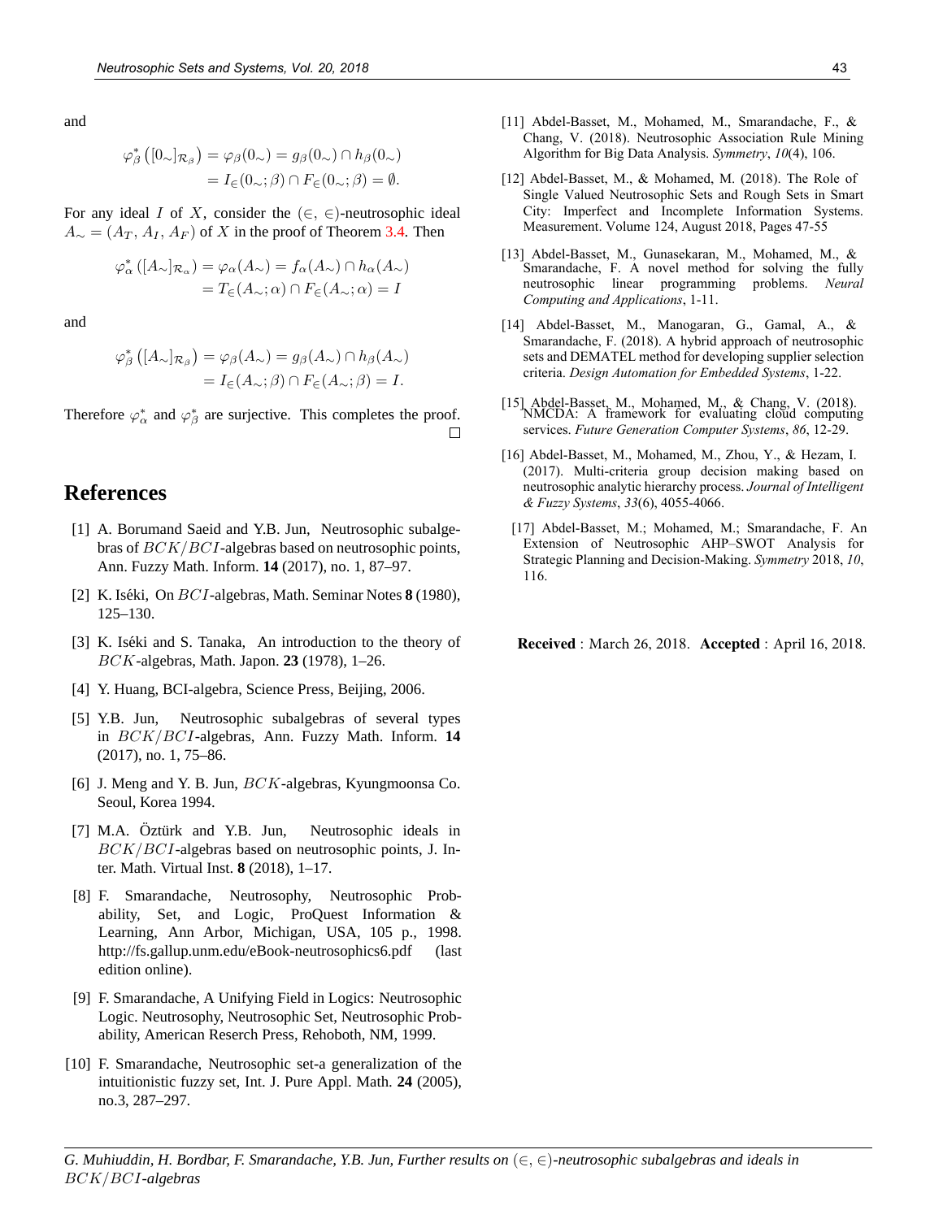and

$$\varphi_\beta^*\left([0_\sim]_{\mathcal{R}_\beta}\right) = \varphi_\beta(0_\sim) = g_\beta(0_\sim) \cap h_\beta(0_\sim)$$
$$= I_\in(0_\sim;\beta) \cap F_\in(0_\sim;\beta) = \emptyset.$$

For any ideal $I$ of $X$, consider the $(\in, \in)$-neutrosophic ideal $A_\sim = (A_T, A_I, A_F)$ of $X$ in the proof of Theorem 3.4. Then

$$\varphi_\alpha^*\left([A_\sim]_{\mathcal{R}_\alpha}\right) = \varphi_\alpha(A_\sim) = f_\alpha(A_\sim) \cap h_\alpha(A_\sim)$$
$$= T_\in(A_\sim;\alpha) \cap F_\in(A_\sim;\alpha) = I$$

and

$$\varphi_\beta^*\left([A_\sim]_{\mathcal{R}_\beta}\right) = \varphi_\beta(A_\sim) = g_\beta(A_\sim) \cap h_\beta(A_\sim)$$
$$= I_\in(A_\sim;\beta) \cap F_\in(A_\sim;\beta) = I.$$

Therefore $\varphi_\alpha^*$ and $\varphi_\beta^*$ are surjective. This completes the proof. □

# References

[1] A. Borumand Saeid and Y.B. Jun, Neutrosophic subalgebras of $BCK/BCI$-algebras based on neutrosophic points, Ann. Fuzzy Math. Inform. **14** (2017), no. 1, 87–97.

[2] K. Iséki, On $BCI$-algebras, Math. Seminar Notes **8** (1980), 125–130.

[3] K. Iséki and S. Tanaka, An introduction to the theory of $BCK$-algebras, Math. Japon. **23** (1978), 1–26.

[4] Y. Huang, BCI-algebra, Science Press, Beijing, 2006.

[5] Y.B. Jun, Neutrosophic subalgebras of several types in $BCK/BCI$-algebras, Ann. Fuzzy Math. Inform. **14** (2017), no. 1, 75–86.

[6] J. Meng and Y. B. Jun, $BCK$-algebras, Kyungmoonsa Co. Seoul, Korea 1994.

[7] M.A. Öztürk and Y.B. Jun, Neutrosophic ideals in $BCK/BCI$-algebras based on neutrosophic points, J. Inter. Math. Virtual Inst. **8** (2018), 1–17.

[8] F. Smarandache, Neutrosophy, Neutrosophic Probability, Set, and Logic, ProQuest Information & Learning, Ann Arbor, Michigan, USA, 105 p., 1998. http://fs.gallup.unm.edu/eBook-neutrosophics6.pdf (last edition online).

[9] F. Smarandache, A Unifying Field in Logics: Neutrosophic Logic. Neutrosophy, Neutrosophic Set, Neutrosophic Probability, American Reserch Press, Rehoboth, NM, 1999.

[10] F. Smarandache, Neutrosophic set-a generalization of the intuitionistic fuzzy set, Int. J. Pure Appl. Math. **24** (2005), no.3, 287–297.

[11] Abdel-Basset, M., Mohamed, M., Smarandache, F., & Chang, V. (2018). Neutrosophic Association Rule Mining Algorithm for Big Data Analysis. *Symmetry*, *10*(4), 106.

[12] Abdel-Basset, M., & Mohamed, M. (2018). The Role of Single Valued Neutrosophic Sets and Rough Sets in Smart City: Imperfect and Incomplete Information Systems. Measurement. Volume 124, August 2018, Pages 47-55

[13] Abdel-Basset, M., Gunasekaran, M., Mohamed, M., & Smarandache, F. A novel method for solving the fully neutrosophic linear programming problems. *Neural Computing and Applications*, 1-11.

[14] Abdel-Basset, M., Manogaran, G., Gamal, A., & Smarandache, F. (2018). A hybrid approach of neutrosophic sets and DEMATEL method for developing supplier selection criteria. *Design Automation for Embedded Systems*, 1-22.

[15] Abdel-Basset, M., Mohamed, M., & Chang, V. (2018). NMCDA: A framework for evaluating cloud computing services. *Future Generation Computer Systems*, *86*, 12-29.

[16] Abdel-Basset, M., Mohamed, M., Zhou, Y., & Hezam, I. (2017). Multi-criteria group decision making based on neutrosophic analytic hierarchy process. *Journal of Intelligent & Fuzzy Systems*, *33*(6), 4055-4066.

[17] Abdel-Basset, M.; Mohamed, M.; Smarandache, F. An Extension of Neutrosophic AHP–SWOT Analysis for Strategic Planning and Decision-Making. *Symmetry* 2018, *10*, 116.

**Received** : March 26, 2018. **Accepted** : April 16, 2018.